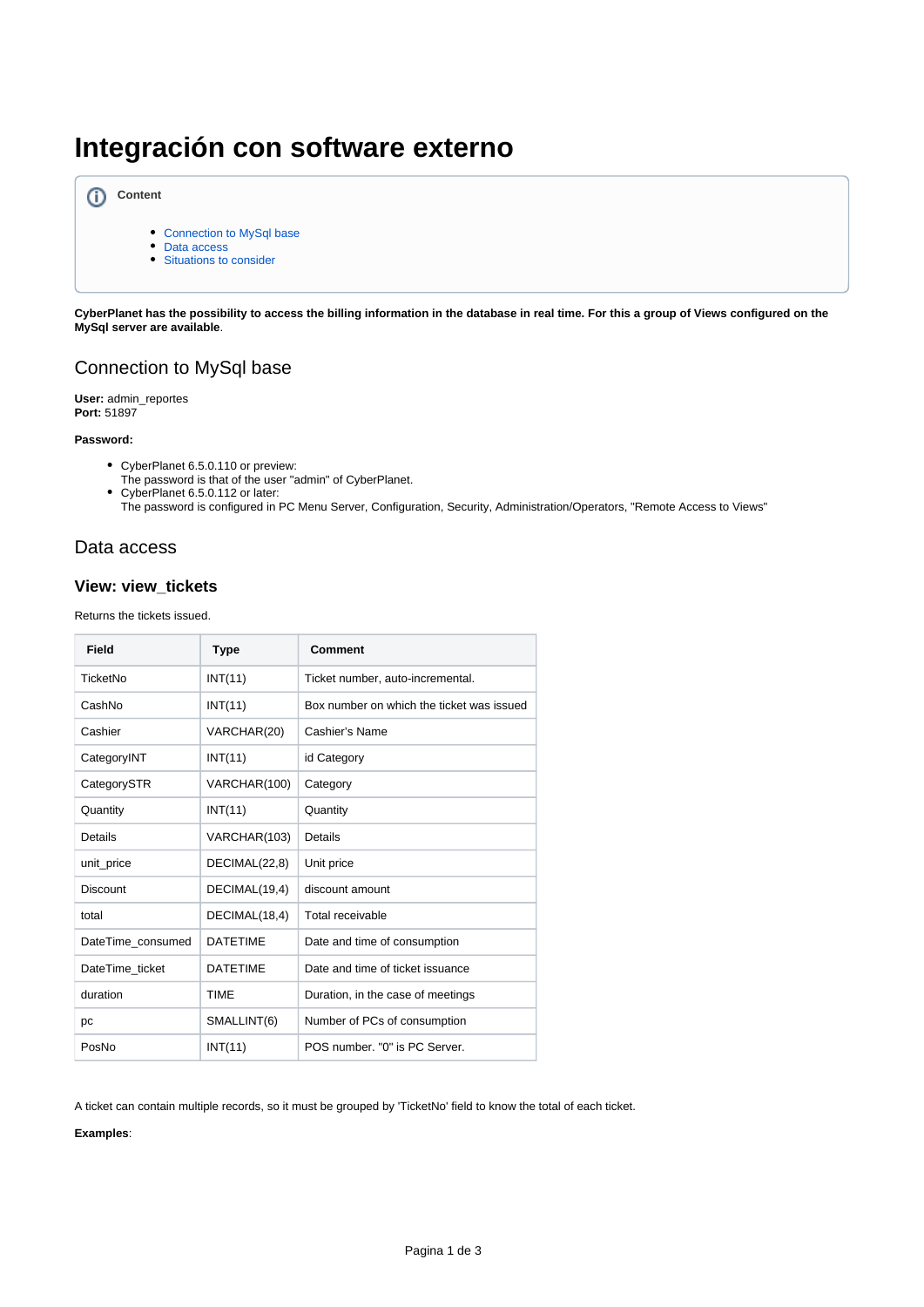# Integración con software externo

**Content**

- Connection to MySql base
- Data access
- Situations to consider

**CyberPlanet has the possibility to access the billing information in the database in real time. For this a group of Views configured on the MySql server are available**.

## Connection to MySql base

**User:** admin_reportes
**Port:** 51897

**Password:**

- CyberPlanet 6.5.0.110 or preview:
  The password is that of the user "admin" of CyberPlanet.
- CyberPlanet 6.5.0.112 or later:
  The password is configured in PC Menu Server, Configuration, Security, Administration/Operators, "Remote Access to Views"

## Data access

### View: view_tickets

Returns the tickets issued.

| Field | Type | Comment |
|---|---|---|
| TicketNo | INT(11) | Ticket number, auto-incremental. |
| CashNo | INT(11) | Box number on which the ticket was issued |
| Cashier | VARCHAR(20) | Cashier's Name |
| CategoryINT | INT(11) | id Category |
| CategorySTR | VARCHAR(100) | Category |
| Quantity | INT(11) | Quantity |
| Details | VARCHAR(103) | Details |
| unit_price | DECIMAL(22,8) | Unit price |
| Discount | DECIMAL(19,4) | discount amount |
| total | DECIMAL(18,4) | Total receivable |
| DateTime_consumed | DATETIME | Date and time of consumption |
| DateTime_ticket | DATETIME | Date and time of ticket issuance |
| duration | TIME | Duration, in the case of meetings |
| pc | SMALLINT(6) | Number of PCs of consumption |
| PosNo | INT(11) | POS number. "0" is PC Server. |

A ticket can contain multiple records, so it must be grouped by 'TicketNo' field to know the total of each ticket.

**Examples**: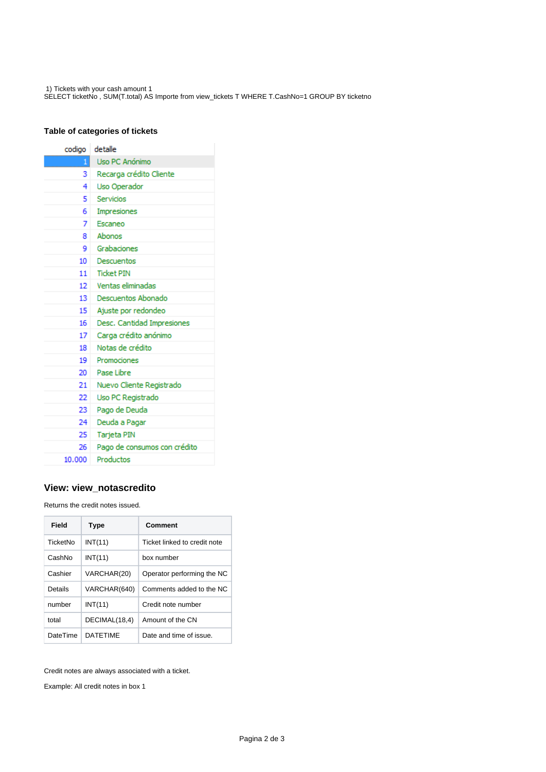1) Tickets with your cash amount 1

```
SELECT ticketNo , SUM(T.total) AS Importe from view_tickets T WHERE T.CashNo=1 GROUP BY ticketno
```

### Table of categories of tickets

| codigo | detalle |
|---|---|
| 1 | Uso PC Anónimo |
| 3 | Recarga crédito Cliente |
| 4 | Uso Operador |
| 5 | Servicios |
| 6 | Impresiones |
| 7 | Escaneo |
| 8 | Abonos |
| 9 | Grabaciones |
| 10 | Descuentos |
| 11 | Ticket PIN |
| 12 | Ventas eliminadas |
| 13 | Descuentos Abonado |
| 15 | Ajuste por redondeo |
| 16 | Desc. Cantidad Impresiones |
| 17 | Carga crédito anónimo |
| 18 | Notas de crédito |
| 19 | Promociones |
| 20 | Pase Libre |
| 21 | Nuevo Cliente Registrado |
| 22 | Uso PC Registrado |
| 23 | Pago de Deuda |
| 24 | Deuda a Pagar |
| 25 | Tarjeta PIN |
| 26 | Pago de consumos con crédito |
| 10.000 | Productos |

## View: view_notascredito

Returns the credit notes issued.

| Field | Type | Comment |
|---|---|---|
| TicketNo | INT(11) | Ticket linked to credit note |
| CashNo | INT(11) | box number |
| Cashier | VARCHAR(20) | Operator performing the NC |
| Details | VARCHAR(640) | Comments added to the NC |
| number | INT(11) | Credit note number |
| total | DECIMAL(18,4) | Amount of the CN |
| DateTime | DATETIME | Date and time of issue. |

Credit notes are always associated with a ticket.

Example: All credit notes in box 1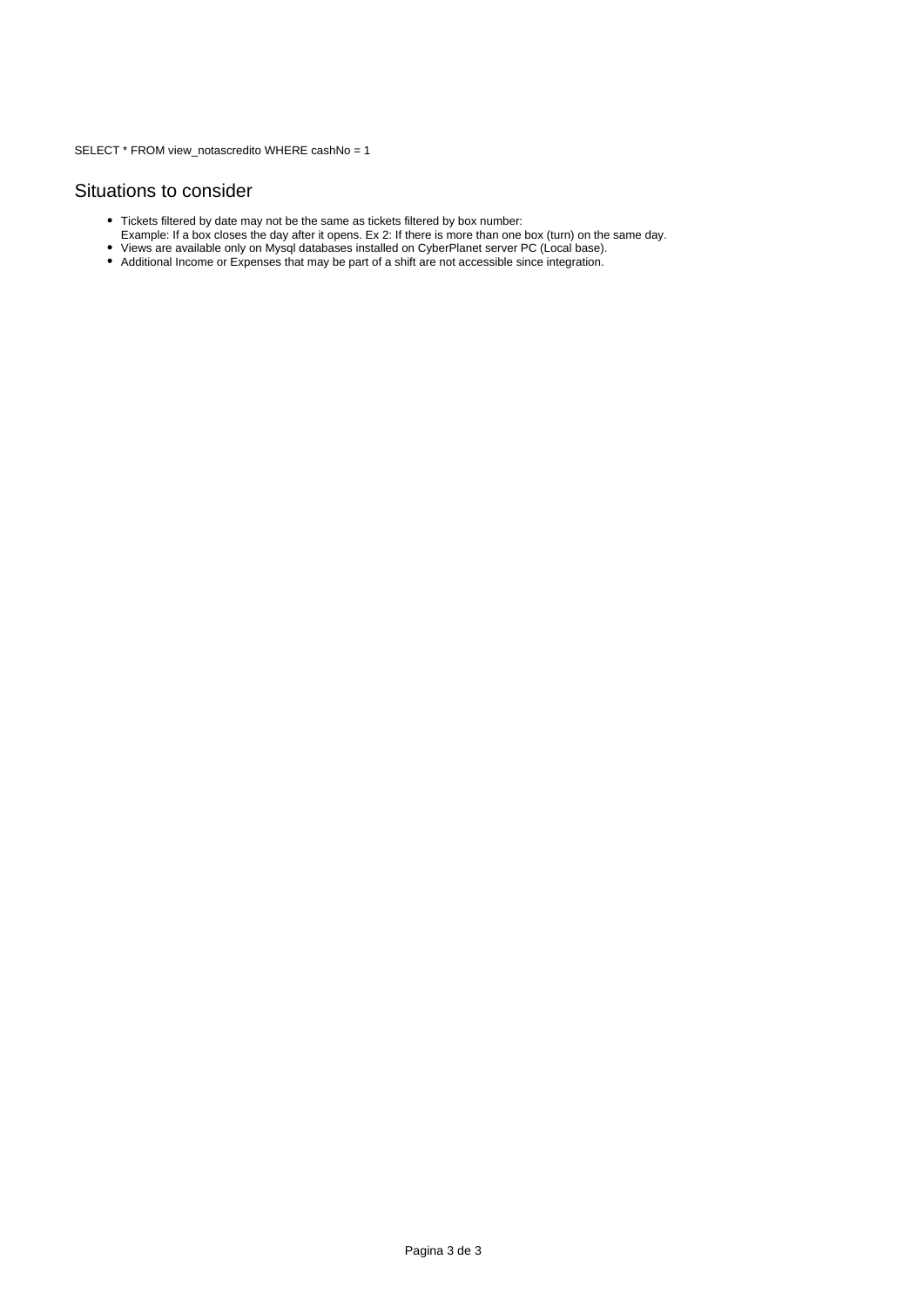```
SELECT * FROM view_notascredito WHERE cashNo = 1
```

## Situations to consider

- Tickets filtered by date may not be the same as tickets filtered by box number:
  Example: If a box closes the day after it opens. Ex 2: If there is more than one box (turn) on the same day.
- Views are available only on Mysql databases installed on CyberPlanet server PC (Local base).
- Additional Income or Expenses that may be part of a shift are not accessible since integration.